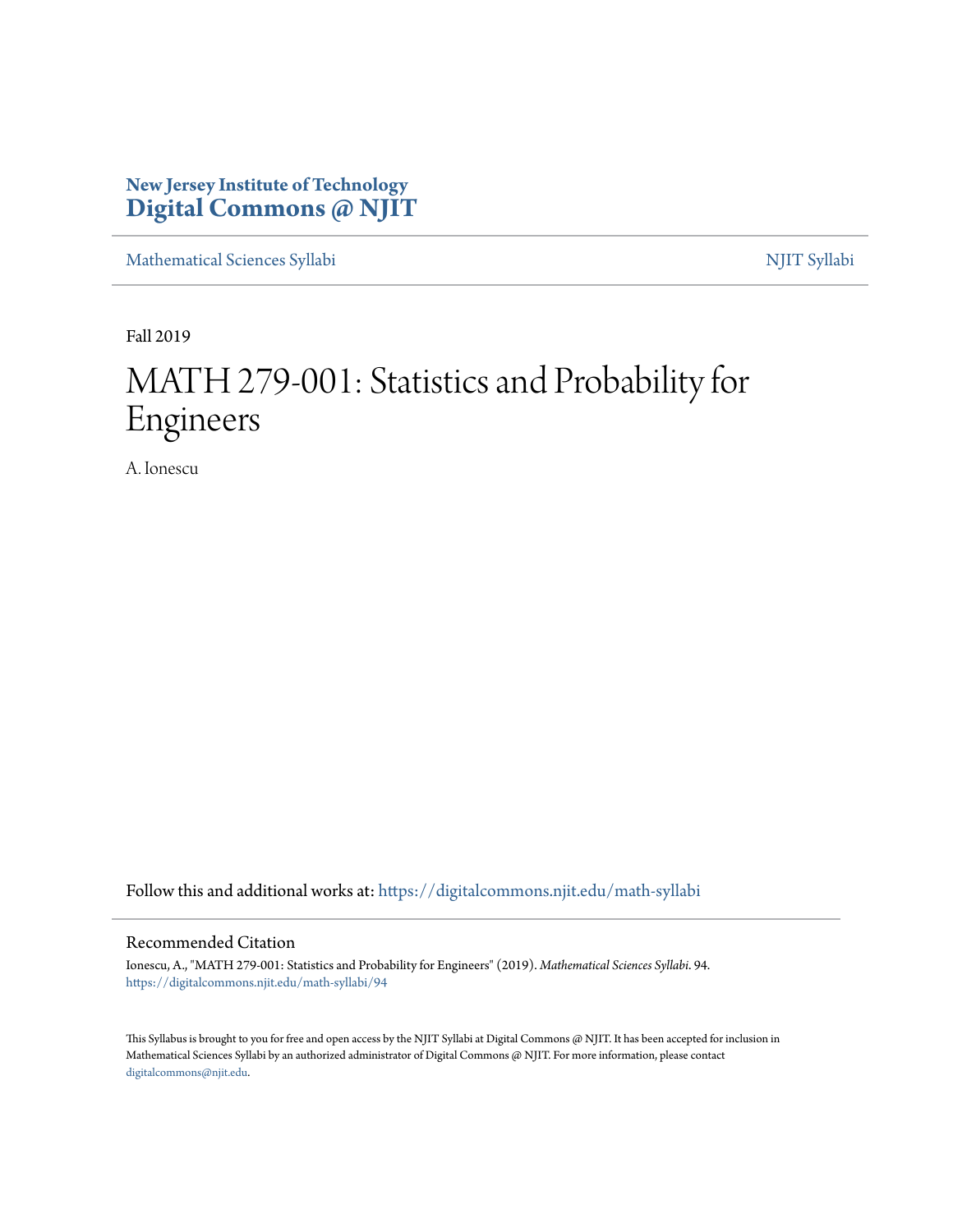**New Jersey Institute of Technology**
**Digital Commons @ NJIT**

Mathematical Sciences Syllabi | NJIT Syllabi

Fall 2019

# MATH 279-001: Statistics and Probability for Engineers

A. Ionescu

Follow this and additional works at: https://digitalcommons.njit.edu/math-syllabi

## Recommended Citation

Ionescu, A., "MATH 279-001: Statistics and Probability for Engineers" (2019). *Mathematical Sciences Syllabi*. 94.
https://digitalcommons.njit.edu/math-syllabi/94

This Syllabus is brought to you for free and open access by the NJIT Syllabi at Digital Commons @ NJIT. It has been accepted for inclusion in Mathematical Sciences Syllabi by an authorized administrator of Digital Commons @ NJIT. For more information, please contact digitalcommons@njit.edu.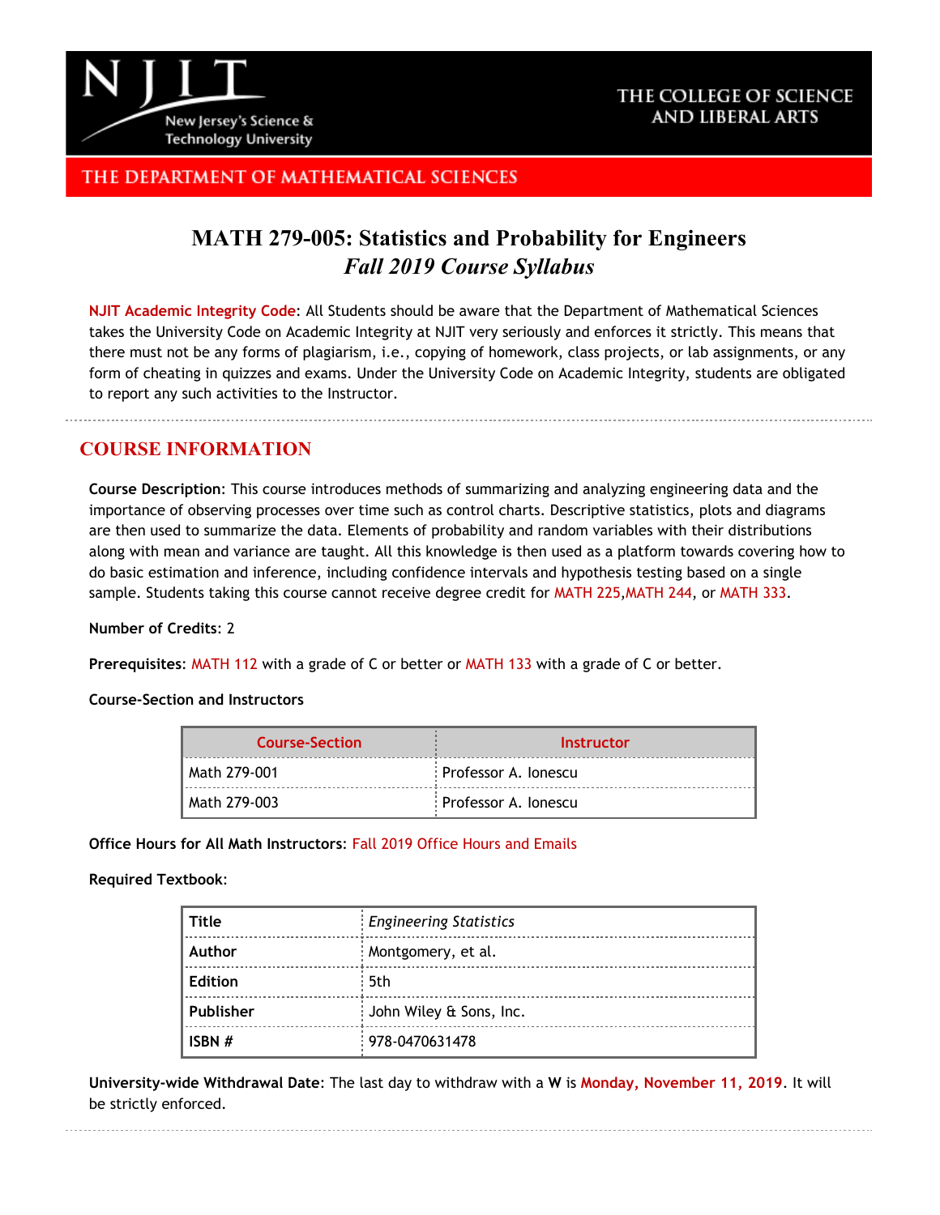# MATH 279-005: Statistics and Probability for Engineers
## *Fall 2019 Course Syllabus*

**NJIT Academic Integrity Code**: All Students should be aware that the Department of Mathematical Sciences takes the University Code on Academic Integrity at NJIT very seriously and enforces it strictly. This means that there must not be any forms of plagiarism, i.e., copying of homework, class projects, or lab assignments, or any form of cheating in quizzes and exams. Under the University Code on Academic Integrity, students are obligated to report any such activities to the Instructor.

## COURSE INFORMATION

**Course Description**: This course introduces methods of summarizing and analyzing engineering data and the importance of observing processes over time such as control charts. Descriptive statistics, plots and diagrams are then used to summarize the data. Elements of probability and random variables with their distributions along with mean and variance are taught. All this knowledge is then used as a platform towards covering how to do basic estimation and inference, including confidence intervals and hypothesis testing based on a single sample. Students taking this course cannot receive degree credit for MATH 225,MATH 244, or MATH 333.

**Number of Credits**: 2

**Prerequisites**: MATH 112 with a grade of C or better or MATH 133 with a grade of C or better.

**Course-Section and Instructors**

| Course-Section | Instructor |
|---|---|
| Math 279-001 | Professor A. Ionescu |
| Math 279-003 | Professor A. Ionescu |

**Office Hours for All Math Instructors**: Fall 2019 Office Hours and Emails

**Required Textbook**:

| Title | *Engineering Statistics* |
|---|---|
| Author | Montgomery, et al. |
| Edition | 5th |
| Publisher | John Wiley & Sons, Inc. |
| ISBN # | 978-0470631478 |

**University-wide Withdrawal Date**: The last day to withdraw with a **W** is **Monday, November 11, 2019**. It will be strictly enforced.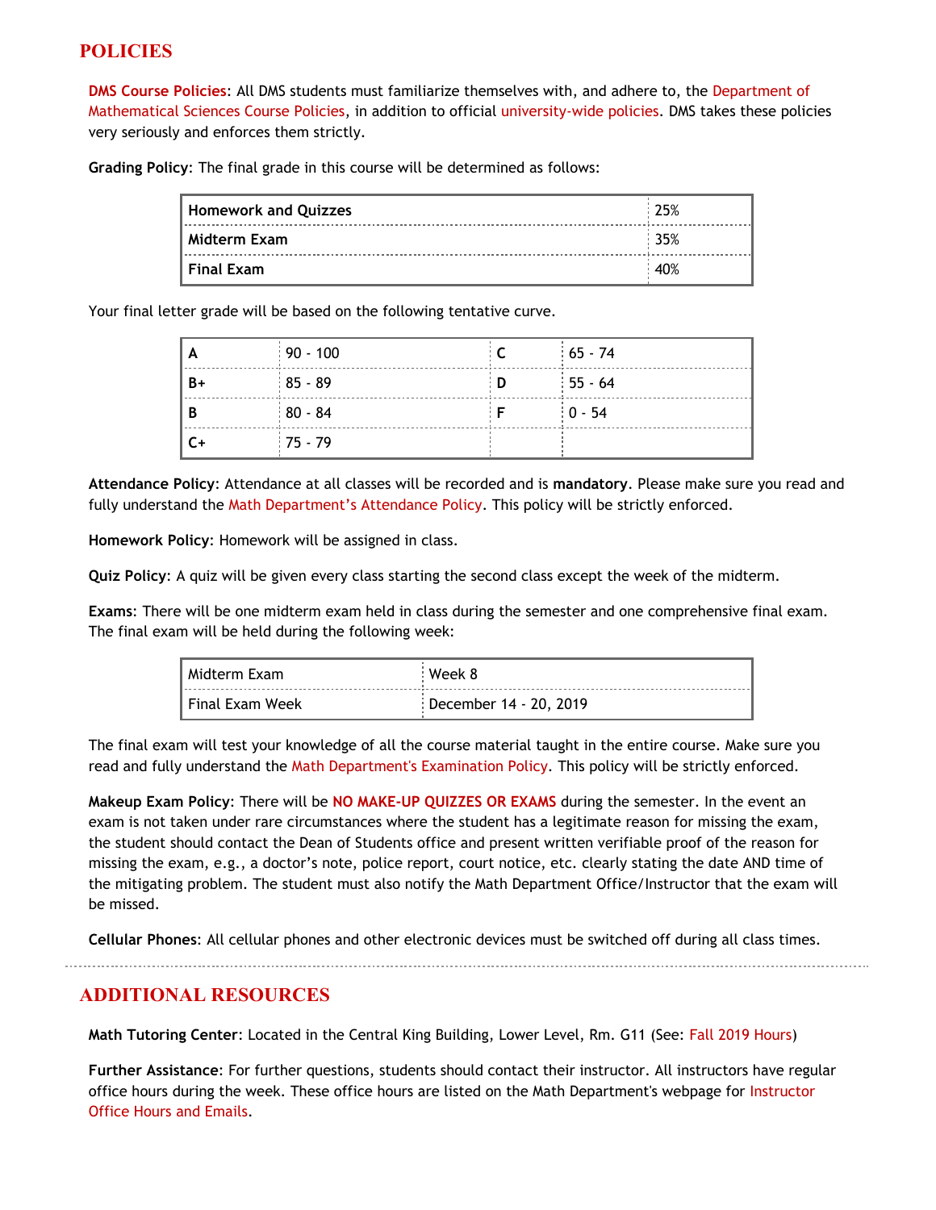## POLICIES

**DMS Course Policies**: All DMS students must familiarize themselves with, and adhere to, the Department of Mathematical Sciences Course Policies, in addition to official university-wide policies. DMS takes these policies very seriously and enforces them strictly.

**Grading Policy**: The final grade in this course will be determined as follows:

| Component | Weight |
|---|---|
| **Homework and Quizzes** | 25% |
| **Midterm Exam** | 35% |
| **Final Exam** | 40% |

Your final letter grade will be based on the following tentative curve.

| Grade | Range | Grade | Range |
|---|---|---|---|
| **A** | 90 - 100 | **C** | 65 - 74 |
| **B+** | 85 - 89 | **D** | 55 - 64 |
| **B** | 80 - 84 | **F** | 0 - 54 |
| **C+** | 75 - 79 | | |

**Attendance Policy**: Attendance at all classes will be recorded and is **mandatory**. Please make sure you read and fully understand the Math Department's Attendance Policy. This policy will be strictly enforced.

**Homework Policy**: Homework will be assigned in class.

**Quiz Policy**: A quiz will be given every class starting the second class except the week of the midterm.

**Exams**: There will be one midterm exam held in class during the semester and one comprehensive final exam. The final exam will be held during the following week:

| Exam | When |
|---|---|
| Midterm Exam | Week 8 |
| Final Exam Week | December 14 - 20, 2019 |

The final exam will test your knowledge of all the course material taught in the entire course. Make sure you read and fully understand the Math Department's Examination Policy. This policy will be strictly enforced.

**Makeup Exam Policy**: There will be **NO MAKE-UP QUIZZES OR EXAMS** during the semester. In the event an exam is not taken under rare circumstances where the student has a legitimate reason for missing the exam, the student should contact the Dean of Students office and present written verifiable proof of the reason for missing the exam, e.g., a doctor's note, police report, court notice, etc. clearly stating the date AND time of the mitigating problem. The student must also notify the Math Department Office/Instructor that the exam will be missed.

**Cellular Phones**: All cellular phones and other electronic devices must be switched off during all class times.

## ADDITIONAL RESOURCES

**Math Tutoring Center**: Located in the Central King Building, Lower Level, Rm. G11 (See: Fall 2019 Hours)

**Further Assistance**: For further questions, students should contact their instructor. All instructors have regular office hours during the week. These office hours are listed on the Math Department's webpage for Instructor Office Hours and Emails.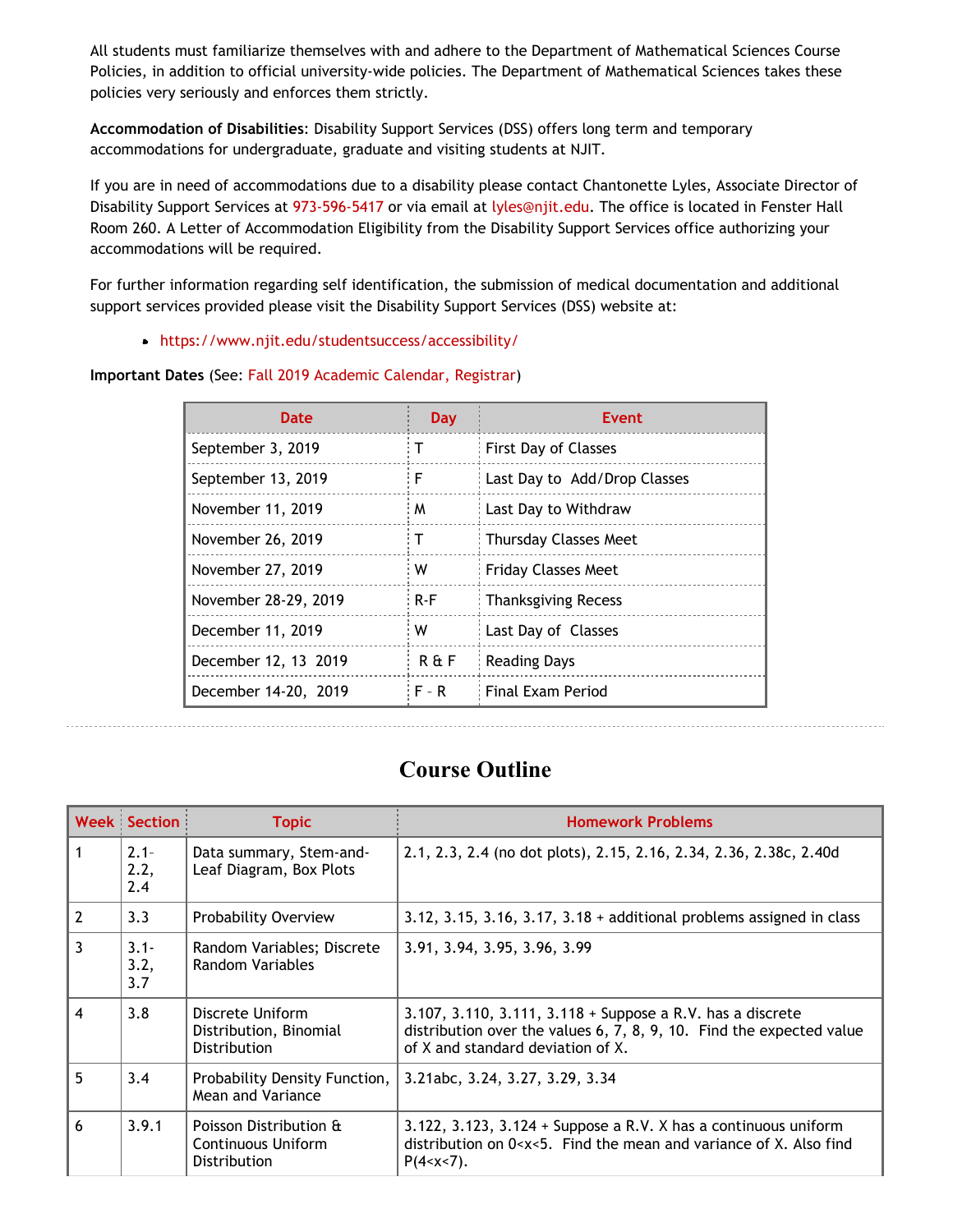All students must familiarize themselves with and adhere to the Department of Mathematical Sciences Course Policies, in addition to official university-wide policies. The Department of Mathematical Sciences takes these policies very seriously and enforces them strictly.

**Accommodation of Disabilities**: Disability Support Services (DSS) offers long term and temporary accommodations for undergraduate, graduate and visiting students at NJIT.

If you are in need of accommodations due to a disability please contact Chantonette Lyles, Associate Director of Disability Support Services at 973-596-5417 or via email at lyles@njit.edu. The office is located in Fenster Hall Room 260. A Letter of Accommodation Eligibility from the Disability Support Services office authorizing your accommodations will be required.

For further information regarding self identification, the submission of medical documentation and additional support services provided please visit the Disability Support Services (DSS) website at:

- https://www.njit.edu/studentsuccess/accessibility/

**Important Dates** (See: Fall 2019 Academic Calendar, Registrar)

| Date | Day | Event |
|---|---|---|
| September 3, 2019 | T | First Day of Classes |
| September 13, 2019 | F | Last Day to Add/Drop Classes |
| November 11, 2019 | M | Last Day to Withdraw |
| November 26, 2019 | T | Thursday Classes Meet |
| November 27, 2019 | W | Friday Classes Meet |
| November 28-29, 2019 | R-F | Thanksgiving Recess |
| December 11, 2019 | W | Last Day of Classes |
| December 12, 13 2019 | R & F | Reading Days |
| December 14-20, 2019 | F - R | Final Exam Period |

# Course Outline

| Week | Section | Topic | Homework Problems |
|---|---|---|---|
| 1 | 2.1-2.2, 2.4 | Data summary, Stem-and-Leaf Diagram, Box Plots | 2.1, 2.3, 2.4 (no dot plots), 2.15, 2.16, 2.34, 2.36, 2.38c, 2.40d |
| 2 | 3.3 | Probability Overview | 3.12, 3.15, 3.16, 3.17, 3.18 + additional problems assigned in class |
| 3 | 3.1-3.2, 3.7 | Random Variables; Discrete Random Variables | 3.91, 3.94, 3.95, 3.96, 3.99 |
| 4 | 3.8 | Discrete Uniform Distribution, Binomial Distribution | 3.107, 3.110, 3.111, 3.118 + Suppose a R.V. has a discrete distribution over the values 6, 7, 8, 9, 10. Find the expected value of X and standard deviation of X. |
| 5 | 3.4 | Probability Density Function, Mean and Variance | 3.21abc, 3.24, 3.27, 3.29, 3.34 |
| 6 | 3.9.1 | Poisson Distribution & Continuous Uniform Distribution | 3.122, 3.123, 3.124 + Suppose a R.V. X has a continuous uniform distribution on $0<x<5$. Find the mean and variance of X. Also find $P(4<x<7)$. |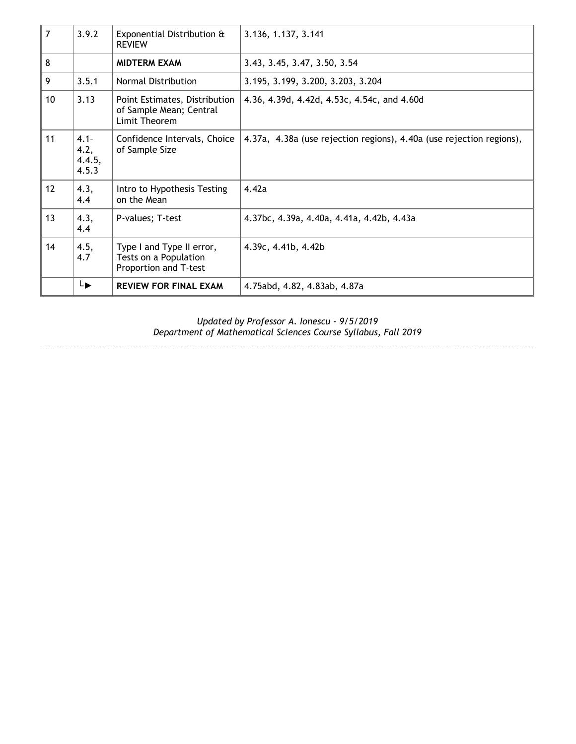| | | | |
|---|---|---|---|
| 7 | 3.9.2 | Exponential Distribution & REVIEW | 3.136, 1.137, 3.141 |
| 8 | | **MIDTERM EXAM** | 3.43, 3.45, 3.47, 3.50, 3.54 |
| 9 | 3.5.1 | Normal Distribution | 3.195, 3.199, 3.200, 3.203, 3.204 |
| 10 | 3.13 | Point Estimates, Distribution of Sample Mean; Central Limit Theorem | 4.36, 4.39d, 4.42d, 4.53c, 4.54c, and 4.60d |
| 11 | 4.1-4.2, 4.4.5, 4.5.3 | Confidence Intervals, Choice of Sample Size | 4.37a, 4.38a (use rejection regions), 4.40a (use rejection regions), |
| 12 | 4.3, 4.4 | Intro to Hypothesis Testing on the Mean | 4.42a |
| 13 | 4.3, 4.4 | P-values; T-test | 4.37bc, 4.39a, 4.40a, 4.41a, 4.42b, 4.43a |
| 14 | 4.5, 4.7 | Type I and Type II error, Tests on a Population Proportion and T-test | 4.39c, 4.41b, 4.42b |
| | └► | **REVIEW FOR FINAL EXAM** | 4.75abd, 4.82, 4.83ab, 4.87a |

*Updated by Professor A. Ionescu - 9/5/2019*
*Department of Mathematical Sciences Course Syllabus, Fall 2019*